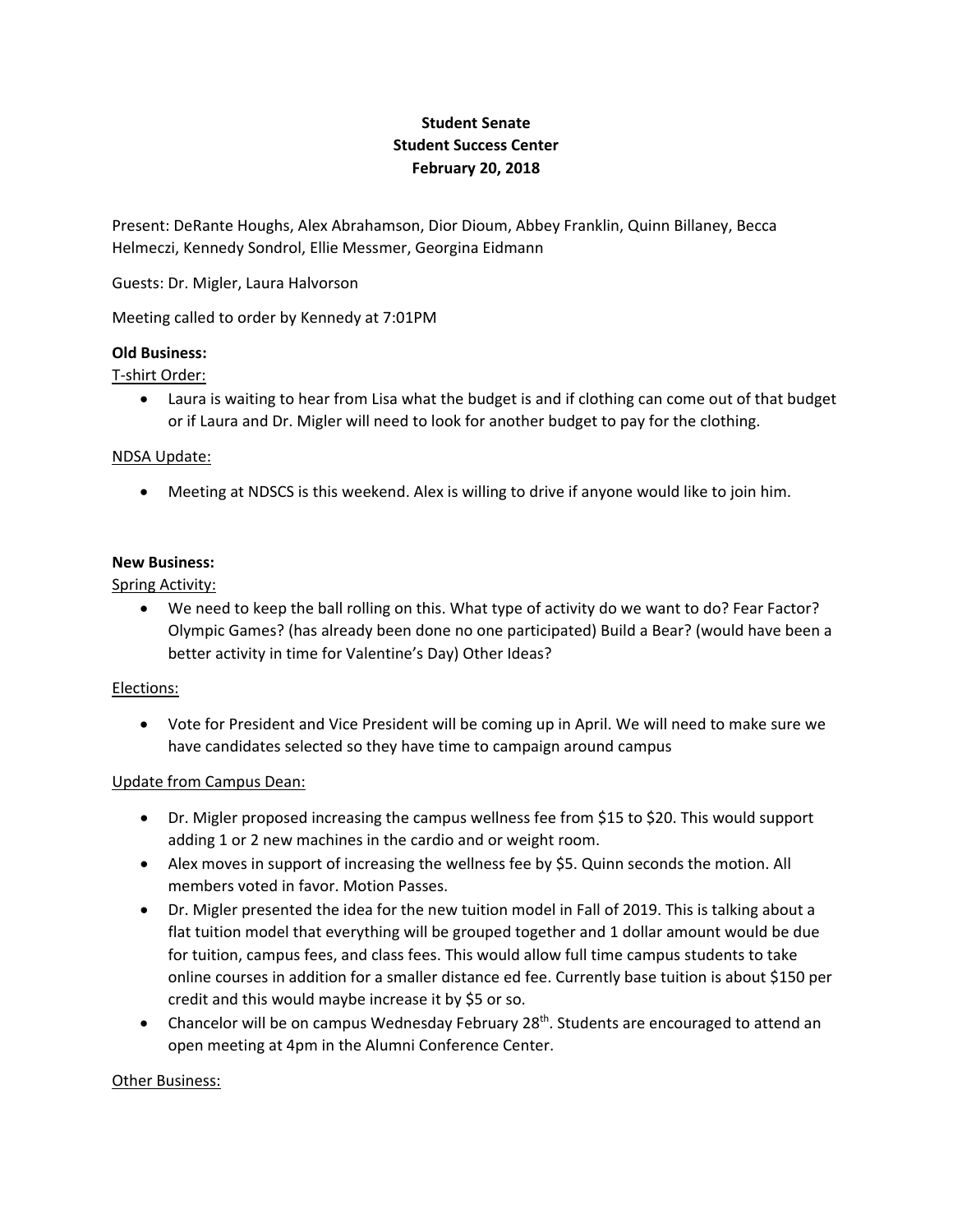**Student Senate**
**Student Success Center**
**February 20, 2018**

Present: DeRante Houghs, Alex Abrahamson, Dior Dioum, Abbey Franklin, Quinn Billaney, Becca Helmeczi, Kennedy Sondrol, Ellie Messmer, Georgina Eidmann

Guests: Dr. Migler, Laura Halvorson

Meeting called to order by Kennedy at 7:01PM

**Old Business:**

T-shirt Order:

- Laura is waiting to hear from Lisa what the budget is and if clothing can come out of that budget or if Laura and Dr. Migler will need to look for another budget to pay for the clothing.

NDSA Update:

- Meeting at NDSCS is this weekend. Alex is willing to drive if anyone would like to join him.

**New Business:**

Spring Activity:

- We need to keep the ball rolling on this. What type of activity do we want to do? Fear Factor? Olympic Games? (has already been done no one participated) Build a Bear? (would have been a better activity in time for Valentine's Day) Other Ideas?

Elections:

- Vote for President and Vice President will be coming up in April. We will need to make sure we have candidates selected so they have time to campaign around campus

Update from Campus Dean:

- Dr. Migler proposed increasing the campus wellness fee from $15 to $20. This would support adding 1 or 2 new machines in the cardio and or weight room.
- Alex moves in support of increasing the wellness fee by $5. Quinn seconds the motion. All members voted in favor. Motion Passes.
- Dr. Migler presented the idea for the new tuition model in Fall of 2019. This is talking about a flat tuition model that everything will be grouped together and 1 dollar amount would be due for tuition, campus fees, and class fees. This would allow full time campus students to take online courses in addition for a smaller distance ed fee. Currently base tuition is about $150 per credit and this would maybe increase it by $5 or so.
- Chancelor will be on campus Wednesday February 28th. Students are encouraged to attend an open meeting at 4pm in the Alumni Conference Center.

Other Business: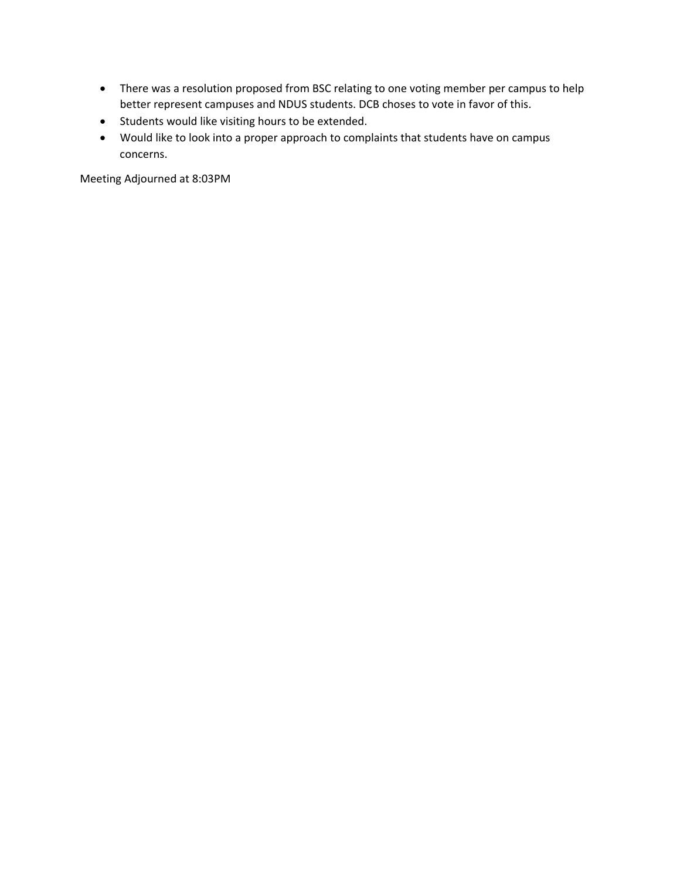- There was a resolution proposed from BSC relating to one voting member per campus to help better represent campuses and NDUS students. DCB choses to vote in favor of this.
- Students would like visiting hours to be extended.
- Would like to look into a proper approach to complaints that students have on campus concerns.

Meeting Adjourned at 8:03PM